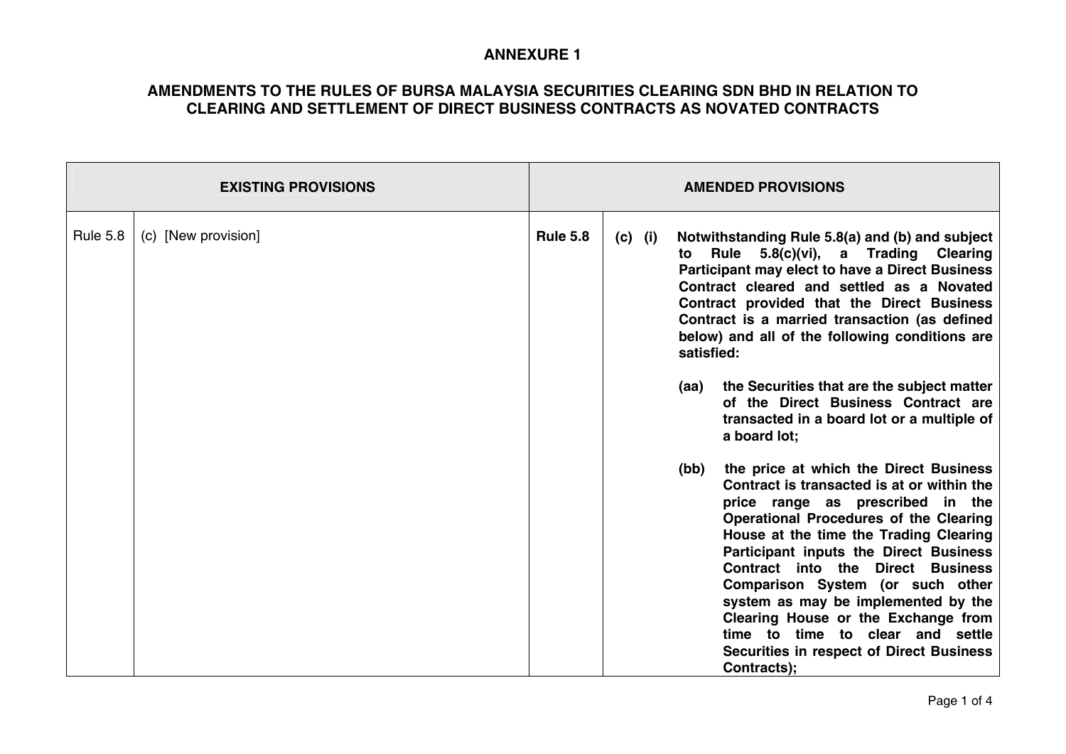**ANNEXURE 1**

**AMENDMENTS TO THE RULES OF BURSA MALAYSIA SECURITIES CLEARING SDN BHD IN RELATION TO CLEARING AND SETTLEMENT OF DIRECT BUSINESS CONTRACTS AS NOVATED CONTRACTS**

| EXISTING PROVISIONS | | AMENDED PROVISIONS | |
|---|---|---|---|
| Rule 5.8 | (c) [New provision] | **Rule 5.8** | **(c) (i) Notwithstanding Rule 5.8(a) and (b) and subject to Rule 5.8(c)(vi), a Trading Clearing Participant may elect to have a Direct Business Contract cleared and settled as a Novated Contract provided that the Direct Business Contract is a married transaction (as defined below) and all of the following conditions are satisfied:**<br><br>**(aa) the Securities that are the subject matter of the Direct Business Contract are transacted in a board lot or a multiple of a board lot;**<br><br>**(bb) the price at which the Direct Business Contract is transacted is at or within the price range as prescribed in the Operational Procedures of the Clearing House at the time the Trading Clearing Participant inputs the Direct Business Contract into the Direct Business Comparison System (or such other system as may be implemented by the Clearing House or the Exchange from time to time to clear and settle Securities in respect of Direct Business Contracts);** |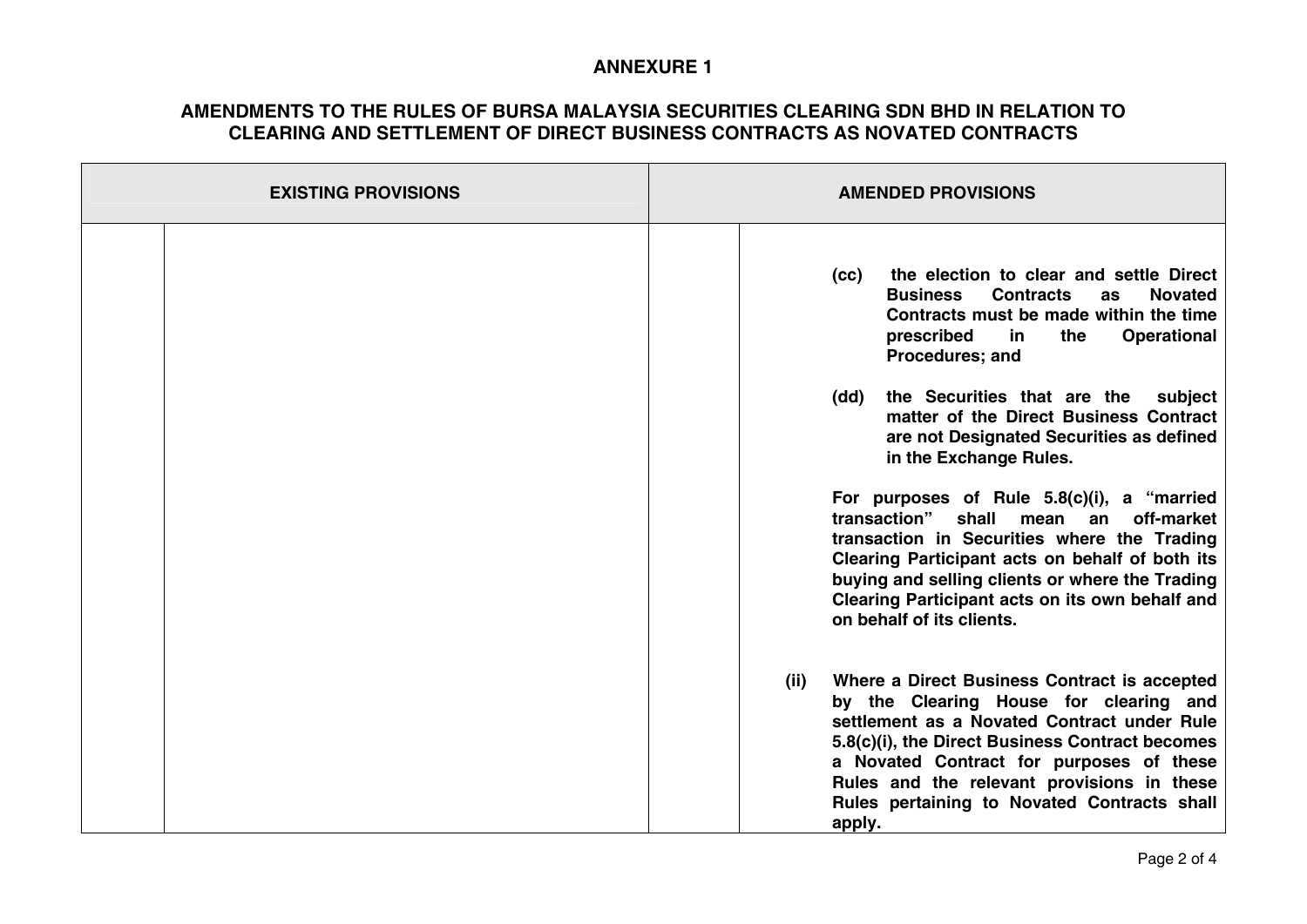## ANNEXURE 1

## AMENDMENTS TO THE RULES OF BURSA MALAYSIA SECURITIES CLEARING SDN BHD IN RELATION TO CLEARING AND SETTLEMENT OF DIRECT BUSINESS CONTRACTS AS NOVATED CONTRACTS

| EXISTING PROVISIONS | | AMENDED PROVISIONS | |
|---|---|---|---|
| | | | **(cc) the election to clear and settle Direct Business Contracts as Novated Contracts must be made within the time prescribed in the Operational Procedures; and**<br><br>**(dd) the Securities that are the subject matter of the Direct Business Contract are not Designated Securities as defined in the Exchange Rules.**<br><br>**For purposes of Rule 5.8(c)(i), a "married transaction" shall mean an off-market transaction in Securities where the Trading Clearing Participant acts on behalf of both its buying and selling clients or where the Trading Clearing Participant acts on its own behalf and on behalf of its clients.** |
| | | **(ii)** | **Where a Direct Business Contract is accepted by the Clearing House for clearing and settlement as a Novated Contract under Rule 5.8(c)(i), the Direct Business Contract becomes a Novated Contract for purposes of these Rules and the relevant provisions in these Rules pertaining to Novated Contracts shall apply.** |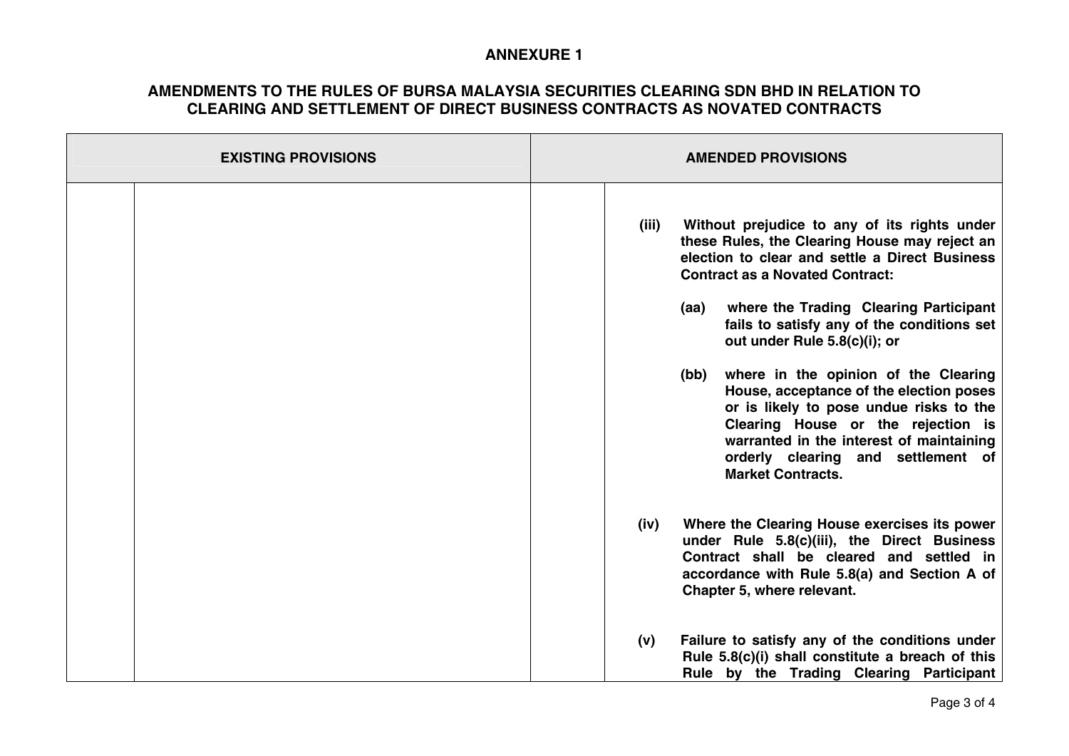## ANNEXURE 1

## AMENDMENTS TO THE RULES OF BURSA MALAYSIA SECURITIES CLEARING SDN BHD IN RELATION TO CLEARING AND SETTLEMENT OF DIRECT BUSINESS CONTRACTS AS NOVATED CONTRACTS

| EXISTING PROVISIONS | | AMENDED PROVISIONS | |
|---|---|---|---|
| | | | **(iii) Without prejudice to any of its rights under these Rules, the Clearing House may reject an election to clear and settle a Direct Business Contract as a Novated Contract:**<br><br>**(aa) where the Trading Clearing Participant fails to satisfy any of the conditions set out under Rule 5.8(c)(i); or**<br><br>**(bb) where in the opinion of the Clearing House, acceptance of the election poses or is likely to pose undue risks to the Clearing House or the rejection is warranted in the interest of maintaining orderly clearing and settlement of Market Contracts.**<br><br>**(iv) Where the Clearing House exercises its power under Rule 5.8(c)(iii), the Direct Business Contract shall be cleared and settled in accordance with Rule 5.8(a) and Section A of Chapter 5, where relevant.**<br><br>**(v) Failure to satisfy any of the conditions under Rule 5.8(c)(i) shall constitute a breach of this Rule by the Trading Clearing Participant** |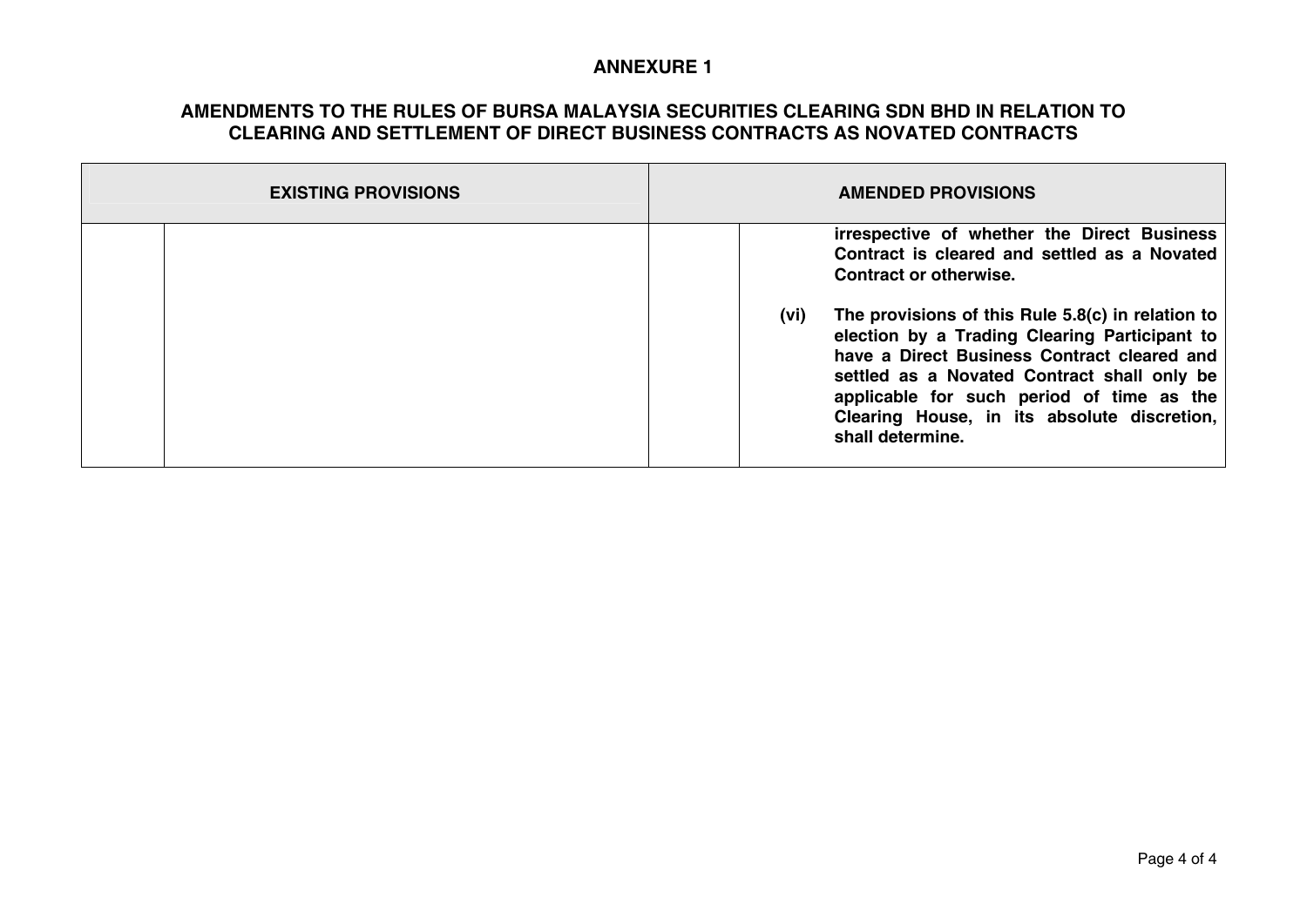# ANNEXURE 1

## AMENDMENTS TO THE RULES OF BURSA MALAYSIA SECURITIES CLEARING SDN BHD IN RELATION TO CLEARING AND SETTLEMENT OF DIRECT BUSINESS CONTRACTS AS NOVATED CONTRACTS

| EXISTING PROVISIONS | | AMENDED PROVISIONS | |
|---|---|---|---|
| | | | **irrespective of whether the Direct Business Contract is cleared and settled as a Novated Contract or otherwise.** |
| | | **(vi)** | **The provisions of this Rule 5.8(c) in relation to election by a Trading Clearing Participant to have a Direct Business Contract cleared and settled as a Novated Contract shall only be applicable for such period of time as the Clearing House, in its absolute discretion, shall determine.** |